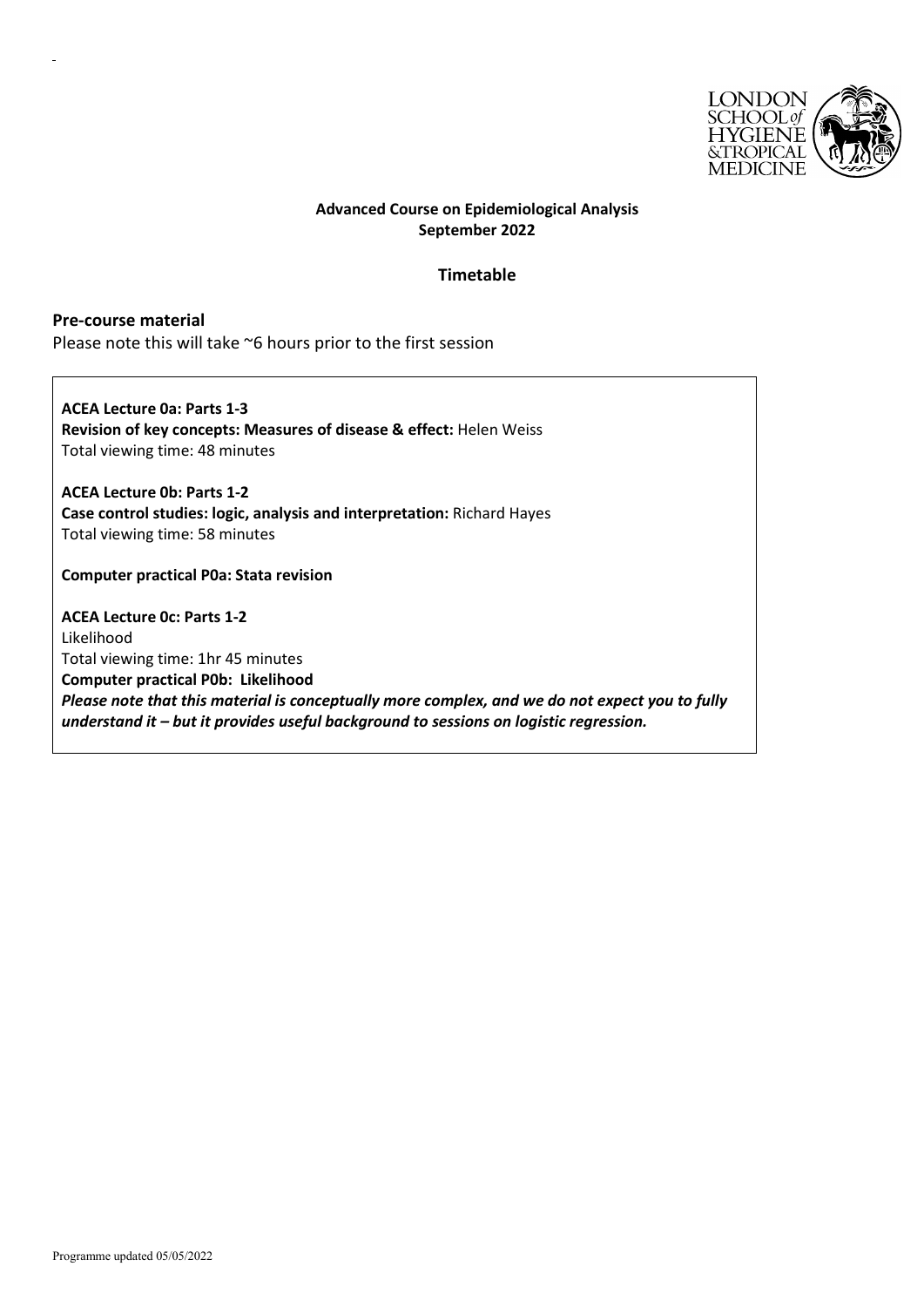**Advanced Course on Epidemiological Analysis**
**September 2022**

## Timetable

### Pre-course material

Please note this will take ~6 hours prior to the first session

**ACEA Lecture 0a: Parts 1-3**
**Revision of key concepts: Measures of disease & effect:** Helen Weiss
Total viewing time: 48 minutes

**ACEA Lecture 0b: Parts 1-2**
**Case control studies: logic, analysis and interpretation:** Richard Hayes
Total viewing time: 58 minutes

**Computer practical P0a: Stata revision**

**ACEA Lecture 0c: Parts 1-2**
Likelihood
Total viewing time: 1hr 45 minutes
**Computer practical P0b: Likelihood**
***Please note that this material is conceptually more complex, and we do not expect you to fully understand it – but it provides useful background to sessions on logistic regression.***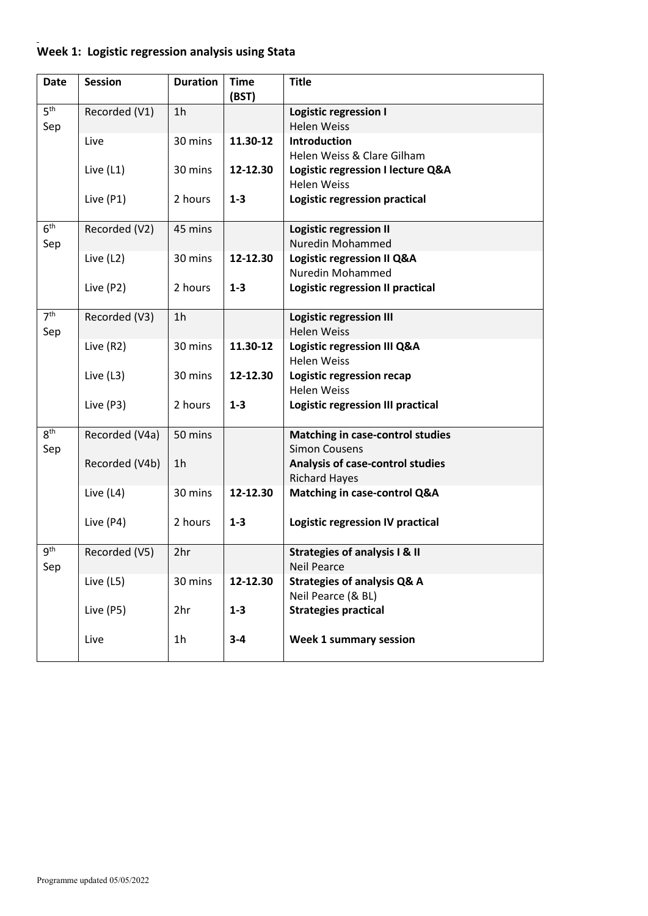## Week 1: Logistic regression analysis using Stata

| Date | Session | Duration | Time (BST) | Title |
|---|---|---|---|---|
| 5th Sep | Recorded (V1) | 1h | | **Logistic regression I**<br>Helen Weiss |
| | Live | 30 mins | **11.30-12** | **Introduction**<br>Helen Weiss & Clare Gilham |
| | Live (L1) | 30 mins | **12-12.30** | **Logistic regression I lecture Q&A**<br>Helen Weiss |
| | Live (P1) | 2 hours | **1-3** | **Logistic regression practical** |
| 6th Sep | Recorded (V2) | 45 mins | | **Logistic regression II**<br>Nuredin Mohammed |
| | Live (L2) | 30 mins | **12-12.30** | **Logistic regression II Q&A**<br>Nuredin Mohammed |
| | Live (P2) | 2 hours | **1-3** | **Logistic regression II practical** |
| 7th Sep | Recorded (V3) | 1h | | **Logistic regression III**<br>Helen Weiss |
| | Live (R2) | 30 mins | **11.30-12** | **Logistic regression III Q&A**<br>Helen Weiss |
| | Live (L3) | 30 mins | **12-12.30** | **Logistic regression recap**<br>Helen Weiss |
| | Live (P3) | 2 hours | **1-3** | **Logistic regression III practical** |
| 8th Sep | Recorded (V4a) | 50 mins | | **Matching in case-control studies**<br>Simon Cousens |
| | Recorded (V4b) | 1h | | **Analysis of case-control studies**<br>Richard Hayes |
| | Live (L4) | 30 mins | **12-12.30** | **Matching in case-control Q&A** |
| | Live (P4) | 2 hours | **1-3** | **Logistic regression IV practical** |
| 9th Sep | Recorded (V5) | 2hr | | **Strategies of analysis I & II**<br>Neil Pearce |
| | Live (L5) | 30 mins | **12-12.30** | **Strategies of analysis Q& A**<br>Neil Pearce (& BL) |
| | Live (P5) | 2hr | **1-3** | **Strategies practical** |
| | Live | 1h | **3-4** | **Week 1 summary session** |

Programme updated 05/05/2022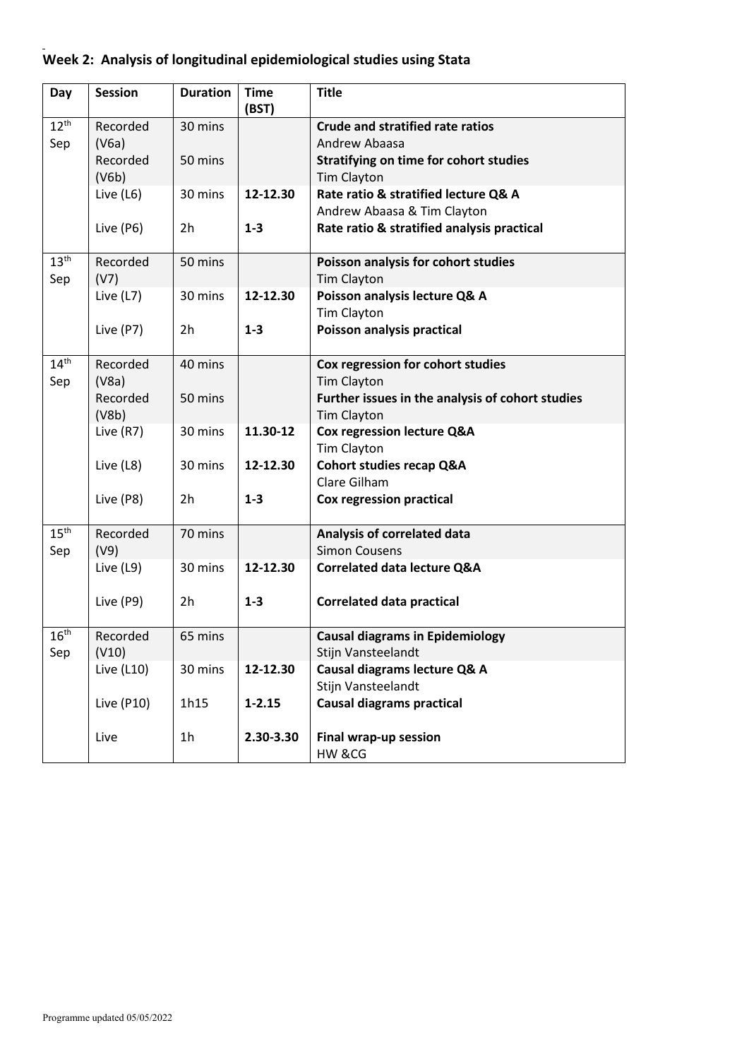## Week 2: Analysis of longitudinal epidemiological studies using Stata

| Day | Session | Duration | Time (BST) | Title |
|---|---|---|---|---|
| 12th Sep | Recorded (V6a) | 30 mins | | **Crude and stratified rate ratios** Andrew Abaasa |
| | Recorded (V6b) | 50 mins | | **Stratifying on time for cohort studies** Tim Clayton |
| | Live (L6) | 30 mins | **12-12.30** | **Rate ratio & stratified lecture Q& A** Andrew Abaasa & Tim Clayton |
| | Live (P6) | 2h | **1-3** | **Rate ratio & stratified analysis practical** |
| 13th Sep | Recorded (V7) | 50 mins | | **Poisson analysis for cohort studies** Tim Clayton |
| | Live (L7) | 30 mins | **12-12.30** | **Poisson analysis lecture Q& A** Tim Clayton |
| | Live (P7) | 2h | **1-3** | **Poisson analysis practical** |
| 14th Sep | Recorded (V8a) | 40 mins | | **Cox regression for cohort studies** Tim Clayton |
| | Recorded (V8b) | 50 mins | | **Further issues in the analysis of cohort studies** Tim Clayton |
| | Live (R7) | 30 mins | **11.30-12** | **Cox regression lecture Q&A** Tim Clayton |
| | Live (L8) | 30 mins | **12-12.30** | **Cohort studies recap Q&A** Clare Gilham |
| | Live (P8) | 2h | **1-3** | **Cox regression practical** |
| 15th Sep | Recorded (V9) | 70 mins | | **Analysis of correlated data** Simon Cousens |
| | Live (L9) | 30 mins | **12-12.30** | **Correlated data lecture Q&A** |
| | Live (P9) | 2h | **1-3** | **Correlated data practical** |
| 16th Sep | Recorded (V10) | 65 mins | | **Causal diagrams in Epidemiology** Stijn Vansteelandt |
| | Live (L10) | 30 mins | **12-12.30** | **Causal diagrams lecture Q& A** Stijn Vansteelandt |
| | Live (P10) | 1h15 | **1-2.15** | **Causal diagrams practical** |
| | Live | 1h | **2.30-3.30** | **Final wrap-up session** HW &CG |

Programme updated 05/05/2022